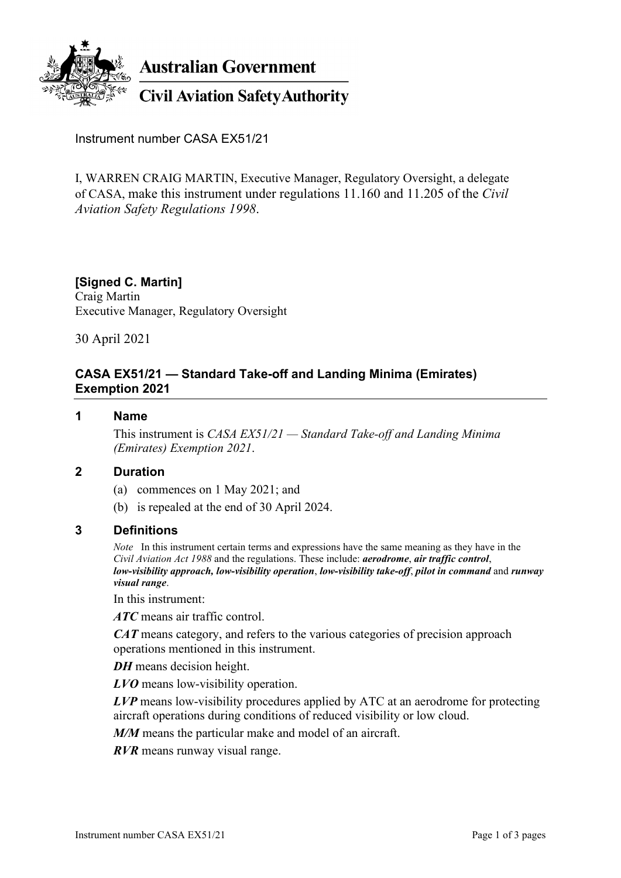**Australian Government**

**Civil Aviation Safety Authority**

Instrument number CASA EX51/21

I, WARREN CRAIG MARTIN, Executive Manager, Regulatory Oversight, a delegate of CASA, make this instrument under regulations 11.160 and 11.205 of the *Civil Aviation Safety Regulations 1998*.

**[Signed C. Martin]**
Craig Martin
Executive Manager, Regulatory Oversight

30 April 2021

## CASA EX51/21 — Standard Take-off and Landing Minima (Emirates) Exemption 2021

### 1 Name

This instrument is *CASA EX51/21 — Standard Take-off and Landing Minima (Emirates) Exemption 2021*.

### 2 Duration

(a) commences on 1 May 2021; and

(b) is repealed at the end of 30 April 2024.

### 3 Definitions

*Note* In this instrument certain terms and expressions have the same meaning as they have in the *Civil Aviation Act 1988* and the regulations. These include: ***aerodrome***, ***air traffic control***, ***low-visibility approach, low-visibility operation***, ***low-visibility take-off***, ***pilot in command*** and ***runway visual range***.

In this instrument:

***ATC*** means air traffic control.

***CAT*** means category, and refers to the various categories of precision approach operations mentioned in this instrument.

***DH*** means decision height.

***LVO*** means low-visibility operation.

***LVP*** means low-visibility procedures applied by ATC at an aerodrome for protecting aircraft operations during conditions of reduced visibility or low cloud.

***M/M*** means the particular make and model of an aircraft.

***RVR*** means runway visual range.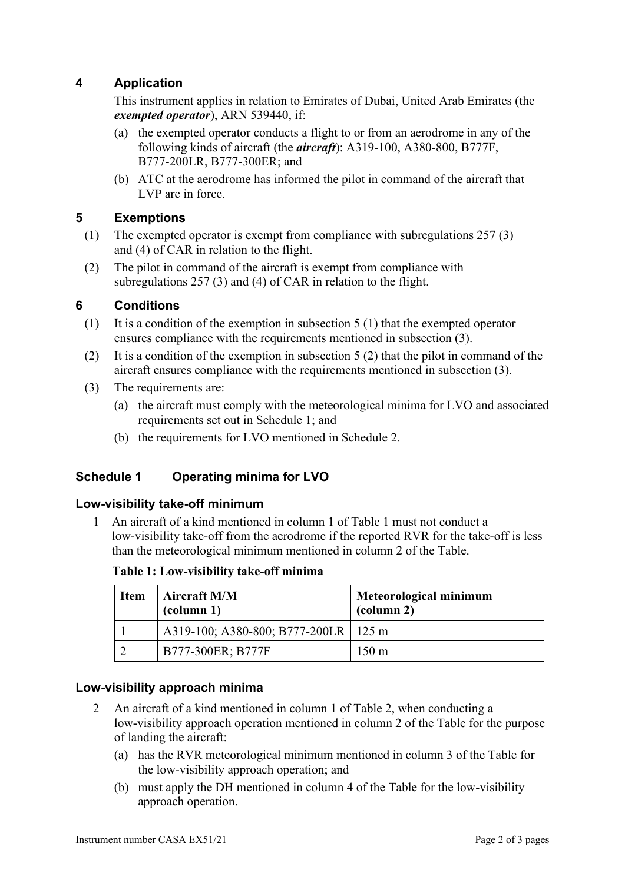## 4 Application

This instrument applies in relation to Emirates of Dubai, United Arab Emirates (the ***exempted operator***), ARN 539440, if:

(a) the exempted operator conducts a flight to or from an aerodrome in any of the following kinds of aircraft (the ***aircraft***): A319-100, A380-800, B777F, B777-200LR, B777-300ER; and

(b) ATC at the aerodrome has informed the pilot in command of the aircraft that LVP are in force.

## 5 Exemptions

(1) The exempted operator is exempt from compliance with subregulations 257 (3) and (4) of CAR in relation to the flight.

(2) The pilot in command of the aircraft is exempt from compliance with subregulations 257 (3) and (4) of CAR in relation to the flight.

## 6 Conditions

(1) It is a condition of the exemption in subsection 5 (1) that the exempted operator ensures compliance with the requirements mentioned in subsection (3).

(2) It is a condition of the exemption in subsection 5 (2) that the pilot in command of the aircraft ensures compliance with the requirements mentioned in subsection (3).

(3) The requirements are:

(a) the aircraft must comply with the meteorological minima for LVO and associated requirements set out in Schedule 1; and

(b) the requirements for LVO mentioned in Schedule 2.

## Schedule 1 Operating minima for LVO

### Low-visibility take-off minimum

1 An aircraft of a kind mentioned in column 1 of Table 1 must not conduct a low-visibility take-off from the aerodrome if the reported RVR for the take-off is less than the meteorological minimum mentioned in column 2 of the Table.

**Table 1: Low-visibility take-off minima**

| Item | Aircraft M/M (column 1) | Meteorological minimum (column 2) |
|---|---|---|
| 1 | A319-100; A380-800; B777-200LR | 125 m |
| 2 | B777-300ER; B777F | 150 m |

### Low-visibility approach minima

2 An aircraft of a kind mentioned in column 1 of Table 2, when conducting a low-visibility approach operation mentioned in column 2 of the Table for the purpose of landing the aircraft:

(a) has the RVR meteorological minimum mentioned in column 3 of the Table for the low-visibility approach operation; and

(b) must apply the DH mentioned in column 4 of the Table for the low-visibility approach operation.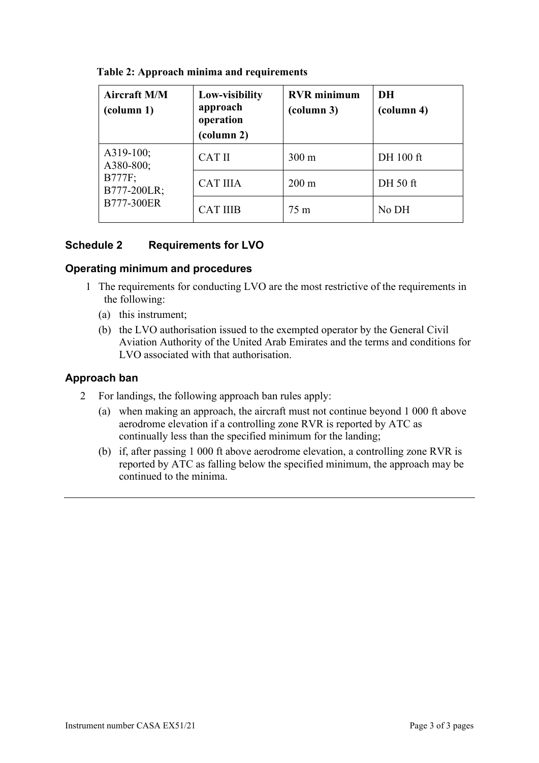**Table 2: Approach minima and requirements**

| Aircraft M/M (column 1) | Low-visibility approach operation (column 2) | RVR minimum (column 3) | DH (column 4) |
|---|---|---|---|
| A319-100; A380-800; B777F; B777-200LR; B777-300ER | CAT II | 300 m | DH 100 ft |
| | CAT IIIA | 200 m | DH 50 ft |
| | CAT IIIB | 75 m | No DH |

## Schedule 2 Requirements for LVO

### Operating minimum and procedures

1 The requirements for conducting LVO are the most restrictive of the requirements in the following:

(a) this instrument;

(b) the LVO authorisation issued to the exempted operator by the General Civil Aviation Authority of the United Arab Emirates and the terms and conditions for LVO associated with that authorisation.

### Approach ban

2 For landings, the following approach ban rules apply:

(a) when making an approach, the aircraft must not continue beyond 1 000 ft above aerodrome elevation if a controlling zone RVR is reported by ATC as continually less than the specified minimum for the landing;

(b) if, after passing 1 000 ft above aerodrome elevation, a controlling zone RVR is reported by ATC as falling below the specified minimum, the approach may be continued to the minima.